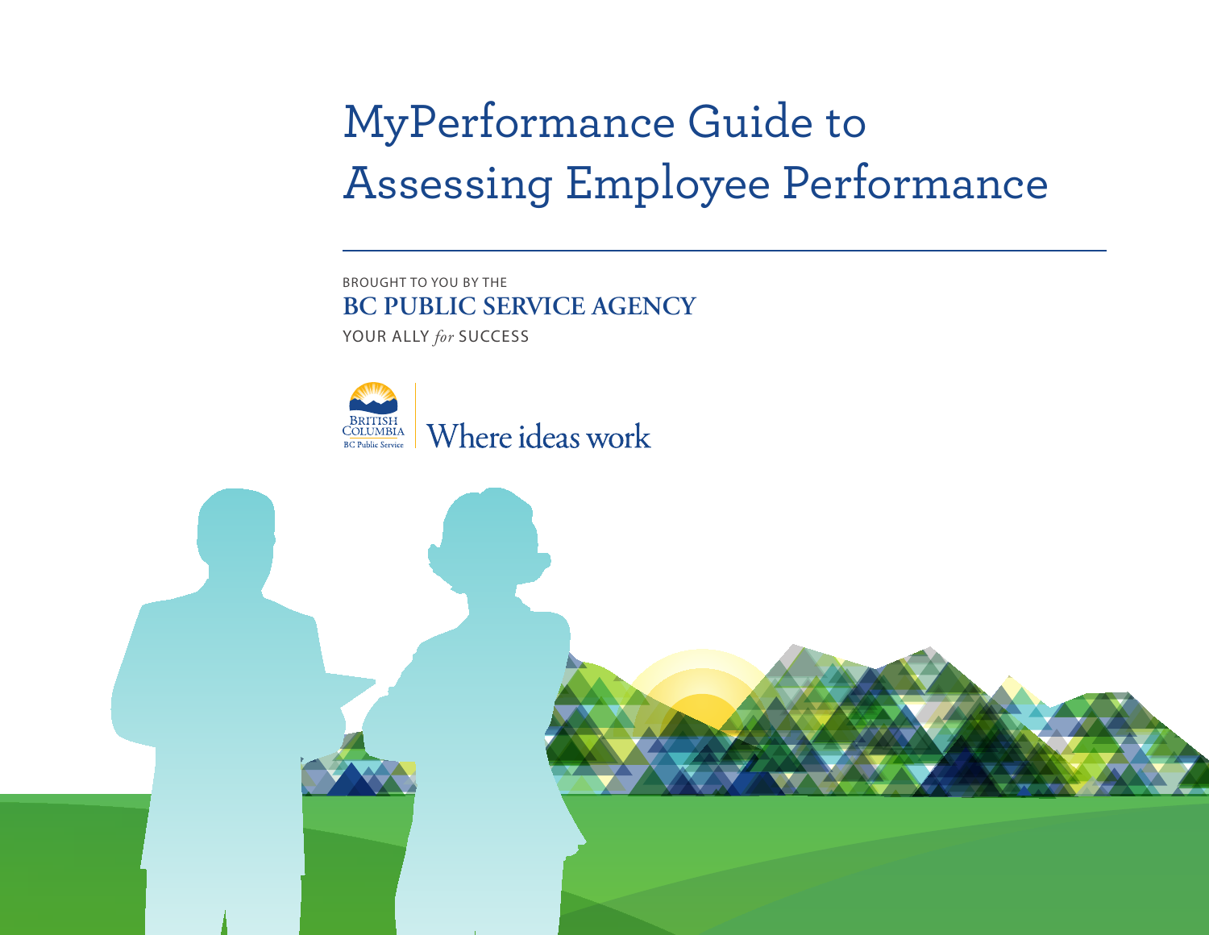# MyPerformance Guide to Assessing Employee Performance

BROUGHT TO YOU BY THE

**BC PUBLIC SERVICE AGENCY**

YOUR ALLY *for* SUCCESS

BRITISH COLUMBIA
BC Public Service

Where ideas work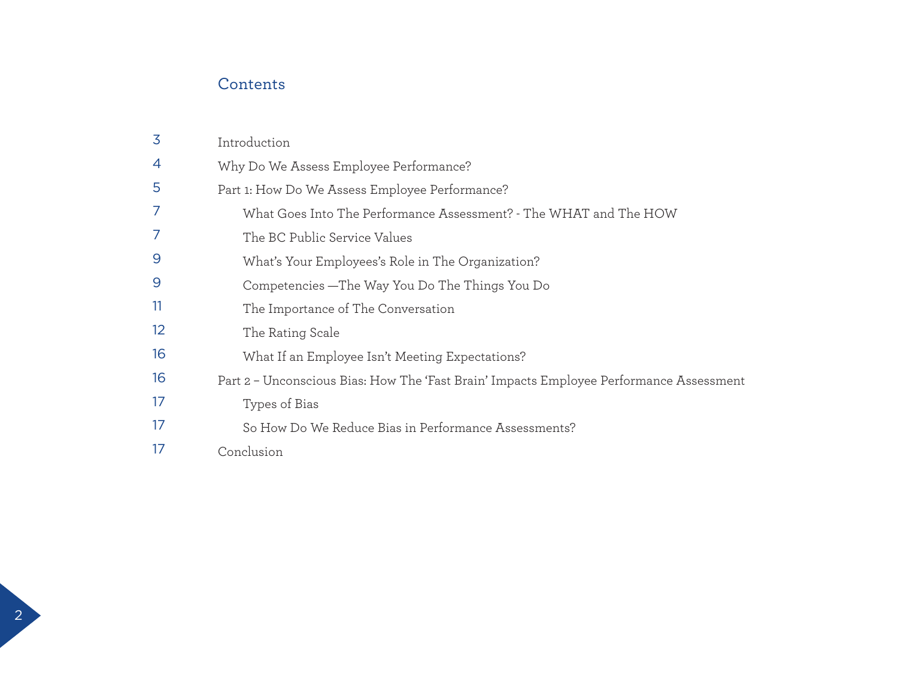## Contents

| Page | Section |
|---|---|
| 3 | Introduction |
| 4 | Why Do We Assess Employee Performance? |
| 5 | Part 1: How Do We Assess Employee Performance? |
| 7 | What Goes Into The Performance Assessment? - The WHAT and The HOW |
| 7 | The BC Public Service Values |
| 9 | What's Your Employees's Role in The Organization? |
| 9 | Competencies —The Way You Do The Things You Do |
| 11 | The Importance of The Conversation |
| 12 | The Rating Scale |
| 16 | What If an Employee Isn't Meeting Expectations? |
| 16 | Part 2 – Unconscious Bias: How The 'Fast Brain' Impacts Employee Performance Assessment |
| 17 | Types of Bias |
| 17 | So How Do We Reduce Bias in Performance Assessments? |
| 17 | Conclusion |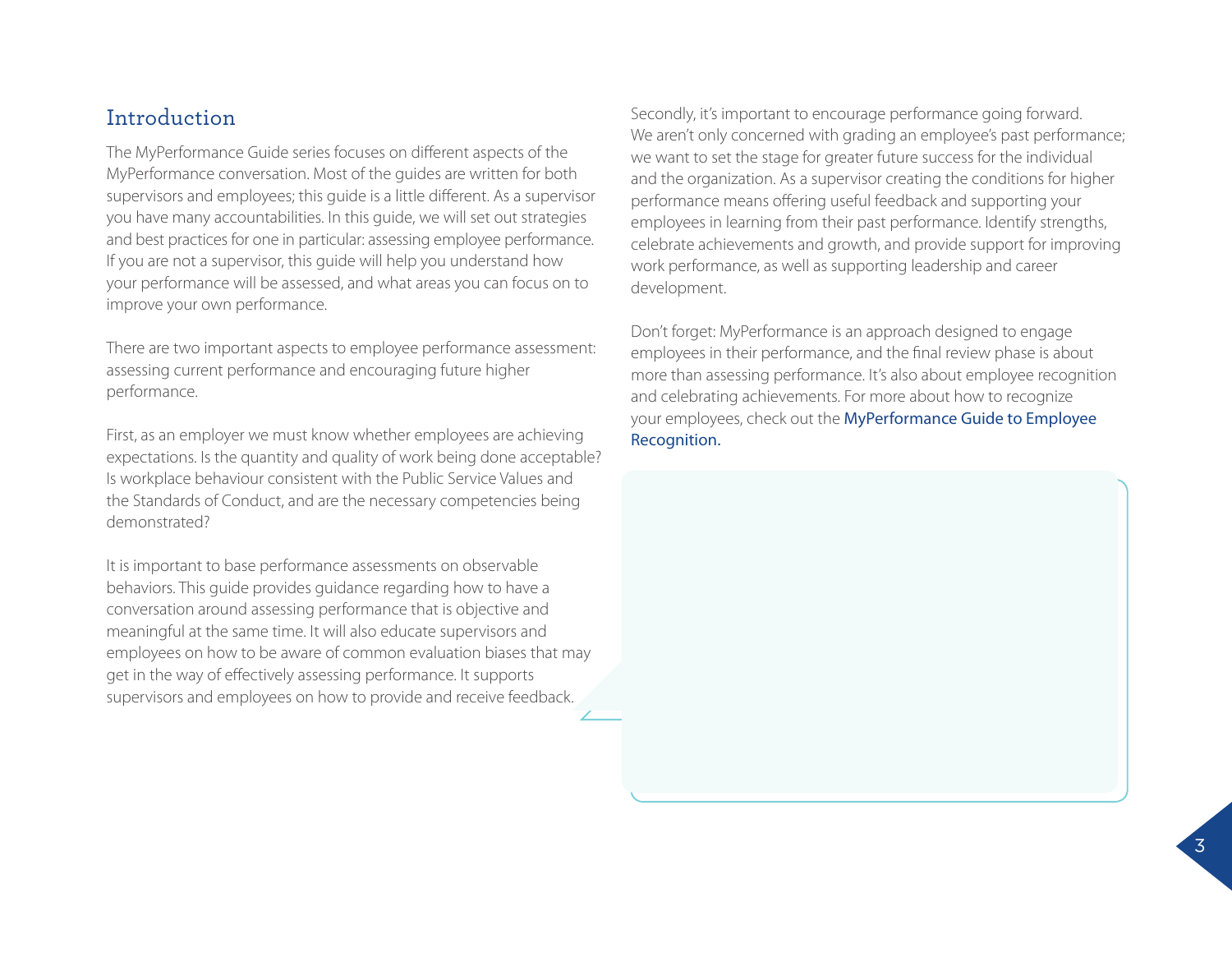## Introduction

The MyPerformance Guide series focuses on different aspects of the MyPerformance conversation. Most of the guides are written for both supervisors and employees; this guide is a little different. As a supervisor you have many accountabilities. In this guide, we will set out strategies and best practices for one in particular: assessing employee performance. If you are not a supervisor, this guide will help you understand how your performance will be assessed, and what areas you can focus on to improve your own performance.

There are two important aspects to employee performance assessment: assessing current performance and encouraging future higher performance.

First, as an employer we must know whether employees are achieving expectations. Is the quantity and quality of work being done acceptable? Is workplace behaviour consistent with the Public Service Values and the Standards of Conduct, and are the necessary competencies being demonstrated?

It is important to base performance assessments on observable behaviors. This guide provides guidance regarding how to have a conversation around assessing performance that is objective and meaningful at the same time. It will also educate supervisors and employees on how to be aware of common evaluation biases that may get in the way of effectively assessing performance. It supports supervisors and employees on how to provide and receive feedback.

Secondly, it's important to encourage performance going forward. We aren't only concerned with grading an employee's past performance; we want to set the stage for greater future success for the individual and the organization. As a supervisor creating the conditions for higher performance means offering useful feedback and supporting your employees in learning from their past performance. Identify strengths, celebrate achievements and growth, and provide support for improving work performance, as well as supporting leadership and career development.

Don't forget: MyPerformance is an approach designed to engage employees in their performance, and the final review phase is about more than assessing performance. It's also about employee recognition and celebrating achievements. For more about how to recognize your employees, check out the MyPerformance Guide to Employee Recognition.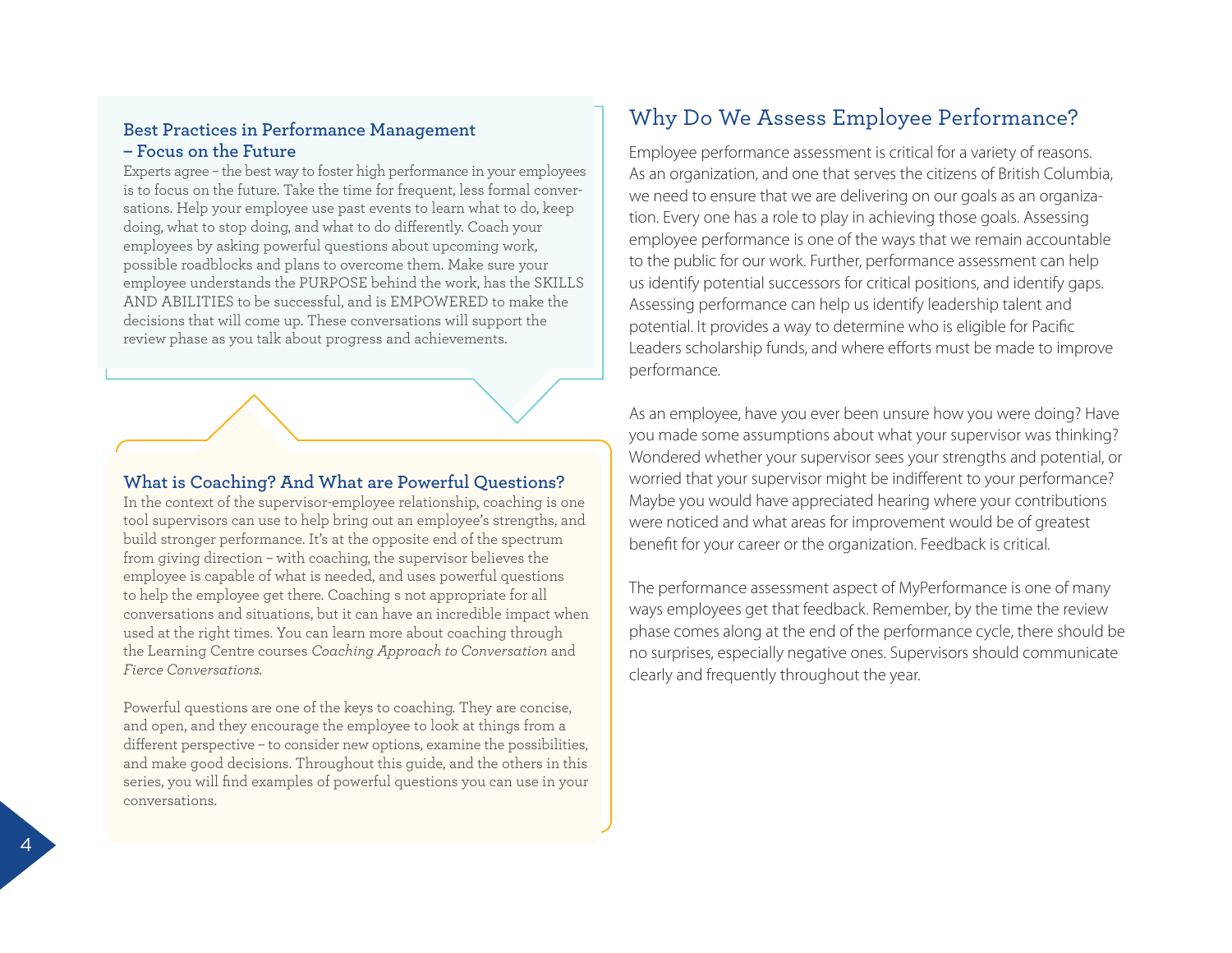### Best Practices in Performance Management – Focus on the Future

Experts agree – the best way to foster high performance in your employees is to focus on the future. Take the time for frequent, less formal conversations. Help your employee use past events to learn what to do, keep doing, what to stop doing, and what to do differently. Coach your employees by asking powerful questions about upcoming work, possible roadblocks and plans to overcome them. Make sure your employee understands the PURPOSE behind the work, has the SKILLS AND ABILITIES to be successful, and is EMPOWERED to make the decisions that will come up. These conversations will support the review phase as you talk about progress and achievements.

### What is Coaching? And What are Powerful Questions?

In the context of the supervisor-employee relationship, coaching is one tool supervisors can use to help bring out an employee's strengths, and build stronger performance. It's at the opposite end of the spectrum from giving direction – with coaching, the supervisor believes the employee is capable of what is needed, and uses powerful questions to help the employee get there. Coaching s not appropriate for all conversations and situations, but it can have an incredible impact when used at the right times. You can learn more about coaching through the Learning Centre courses *Coaching Approach to Conversation* and *Fierce Conversations*.

Powerful questions are one of the keys to coaching. They are concise, and open, and they encourage the employee to look at things from a different perspective – to consider new options, examine the possibilities, and make good decisions. Throughout this guide, and the others in this series, you will find examples of powerful questions you can use in your conversations.

## Why Do We Assess Employee Performance?

Employee performance assessment is critical for a variety of reasons. As an organization, and one that serves the citizens of British Columbia, we need to ensure that we are delivering on our goals as an organization. Every one has a role to play in achieving those goals. Assessing employee performance is one of the ways that we remain accountable to the public for our work. Further, performance assessment can help us identify potential successors for critical positions, and identify gaps. Assessing performance can help us identify leadership talent and potential. It provides a way to determine who is eligible for Pacific Leaders scholarship funds, and where efforts must be made to improve performance.

As an employee, have you ever been unsure how you were doing? Have you made some assumptions about what your supervisor was thinking? Wondered whether your supervisor sees your strengths and potential, or worried that your supervisor might be indifferent to your performance? Maybe you would have appreciated hearing where your contributions were noticed and what areas for improvement would be of greatest benefit for your career or the organization. Feedback is critical.

The performance assessment aspect of MyPerformance is one of many ways employees get that feedback. Remember, by the time the review phase comes along at the end of the performance cycle, there should be no surprises, especially negative ones. Supervisors should communicate clearly and frequently throughout the year.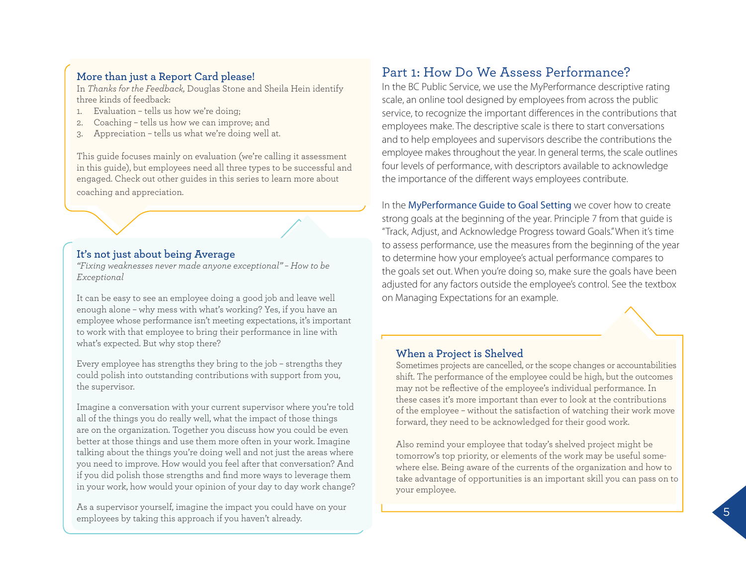### More than just a Report Card please!

In *Thanks for the Feedback,* Douglas Stone and Sheila Hein identify three kinds of feedback:

1. Evaluation – tells us how we're doing;
2. Coaching – tells us how we can improve; and
3. Appreciation – tells us what we're doing well at.

This guide focuses mainly on evaluation (we're calling it assessment in this guide), but employees need all three types to be successful and engaged. Check out other guides in this series to learn more about coaching and appreciation.

### It's not just about being Average

*"Fixing weaknesses never made anyone exceptional" – How to be Exceptional*

It can be easy to see an employee doing a good job and leave well enough alone – why mess with what's working? Yes, if you have an employee whose performance isn't meeting expectations, it's important to work with that employee to bring their performance in line with what's expected. But why stop there?

Every employee has strengths they bring to the job – strengths they could polish into outstanding contributions with support from you, the supervisor.

Imagine a conversation with your current supervisor where you're told all of the things you do really well, what the impact of those things are on the organization. Together you discuss how you could be even better at those things and use them more often in your work. Imagine talking about the things you're doing well and not just the areas where you need to improve. How would you feel after that conversation? And if you did polish those strengths and find more ways to leverage them in your work, how would your opinion of your day to day work change?

As a supervisor yourself, imagine the impact you could have on your employees by taking this approach if you haven't already.

## Part 1: How Do We Assess Performance?

In the BC Public Service, we use the MyPerformance descriptive rating scale, an online tool designed by employees from across the public service, to recognize the important differences in the contributions that employees make. The descriptive scale is there to start conversations and to help employees and supervisors describe the contributions the employee makes throughout the year. In general terms, the scale outlines four levels of performance, with descriptors available to acknowledge the importance of the different ways employees contribute.

In the MyPerformance Guide to Goal Setting we cover how to create strong goals at the beginning of the year. Principle 7 from that guide is "Track, Adjust, and Acknowledge Progress toward Goals." When it's time to assess performance, use the measures from the beginning of the year to determine how your employee's actual performance compares to the goals set out. When you're doing so, make sure the goals have been adjusted for any factors outside the employee's control. See the textbox on Managing Expectations for an example.

### When a Project is Shelved

Sometimes projects are cancelled, or the scope changes or accountabilities shift. The performance of the employee could be high, but the outcomes may not be reflective of the employee's individual performance. In these cases it's more important than ever to look at the contributions of the employee – without the satisfaction of watching their work move forward, they need to be acknowledged for their good work.

Also remind your employee that today's shelved project might be tomorrow's top priority, or elements of the work may be useful somewhere else. Being aware of the currents of the organization and how to take advantage of opportunities is an important skill you can pass on to your employee.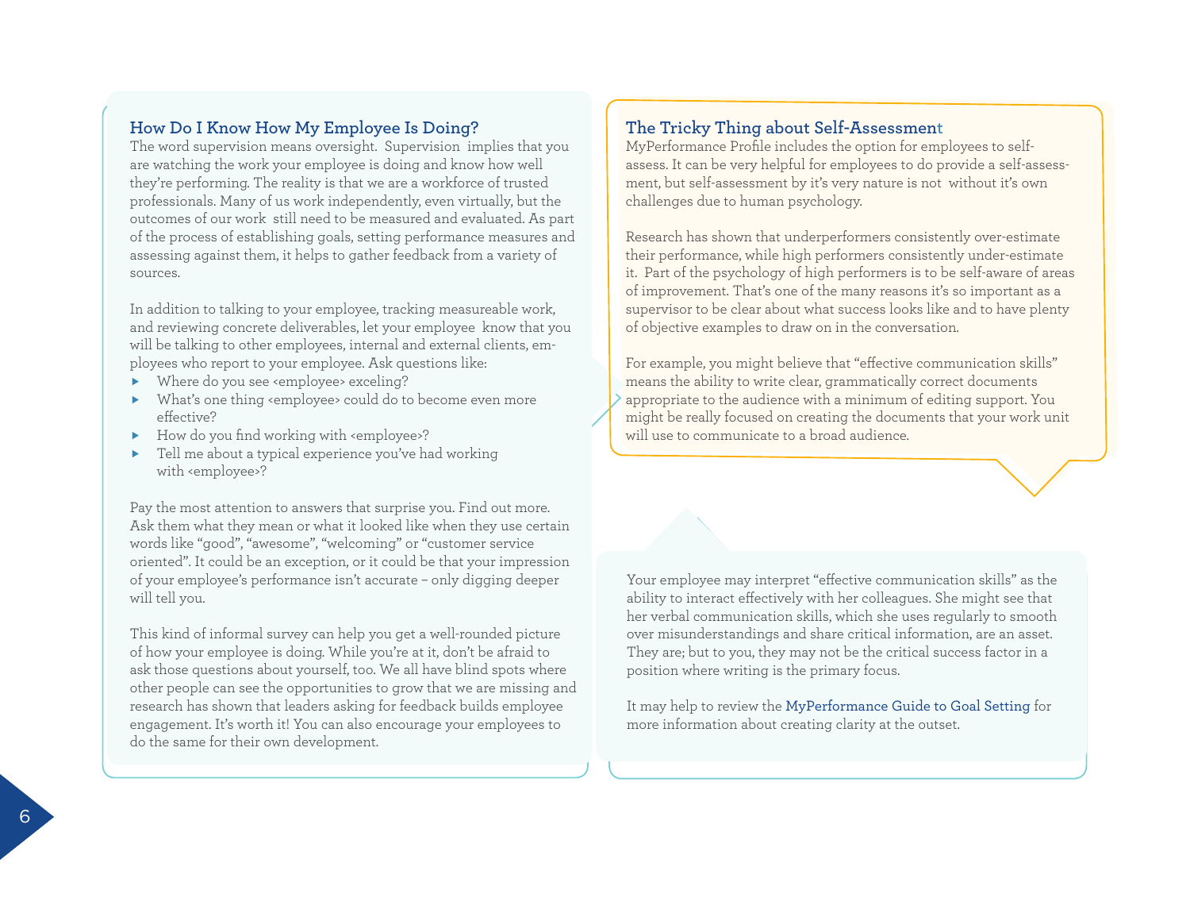## How Do I Know How My Employee Is Doing?

The word supervision means oversight. Supervision implies that you are watching the work your employee is doing and know how well they're performing. The reality is that we are a workforce of trusted professionals. Many of us work independently, even virtually, but the outcomes of our work still need to be measured and evaluated. As part of the process of establishing goals, setting performance measures and assessing against them, it helps to gather feedback from a variety of sources.

In addition to talking to your employee, tracking measureable work, and reviewing concrete deliverables, let your employee know that you will be talking to other employees, internal and external clients, employees who report to your employee. Ask questions like:

- Where do you see <employee> exceling?
- What's one thing <employee> could do to become even more effective?
- How do you find working with <employee>?
- Tell me about a typical experience you've had working with <employee>?

Pay the most attention to answers that surprise you. Find out more. Ask them what they mean or what it looked like when they use certain words like "good", "awesome", "welcoming" or "customer service oriented". It could be an exception, or it could be that your impression of your employee's performance isn't accurate – only digging deeper will tell you.

This kind of informal survey can help you get a well-rounded picture of how your employee is doing. While you're at it, don't be afraid to ask those questions about yourself, too. We all have blind spots where other people can see the opportunities to grow that we are missing and research has shown that leaders asking for feedback builds employee engagement. It's worth it! You can also encourage your employees to do the same for their own development.

## The Tricky Thing about Self-Assessment

MyPerformance Profile includes the option for employees to self-assess. It can be very helpful for employees to do provide a self-assessment, but self-assessment by it's very nature is not without it's own challenges due to human psychology.

Research has shown that underperformers consistently over-estimate their performance, while high performers consistently under-estimate it. Part of the psychology of high performers is to be self-aware of areas of improvement. That's one of the many reasons it's so important as a supervisor to be clear about what success looks like and to have plenty of objective examples to draw on in the conversation.

For example, you might believe that "effective communication skills" means the ability to write clear, grammatically correct documents appropriate to the audience with a minimum of editing support. You might be really focused on creating the documents that your work unit will use to communicate to a broad audience.

Your employee may interpret "effective communication skills" as the ability to interact effectively with her colleagues. She might see that her verbal communication skills, which she uses regularly to smooth over misunderstandings and share critical information, are an asset. They are; but to you, they may not be the critical success factor in a position where writing is the primary focus.

It may help to review the MyPerformance Guide to Goal Setting for more information about creating clarity at the outset.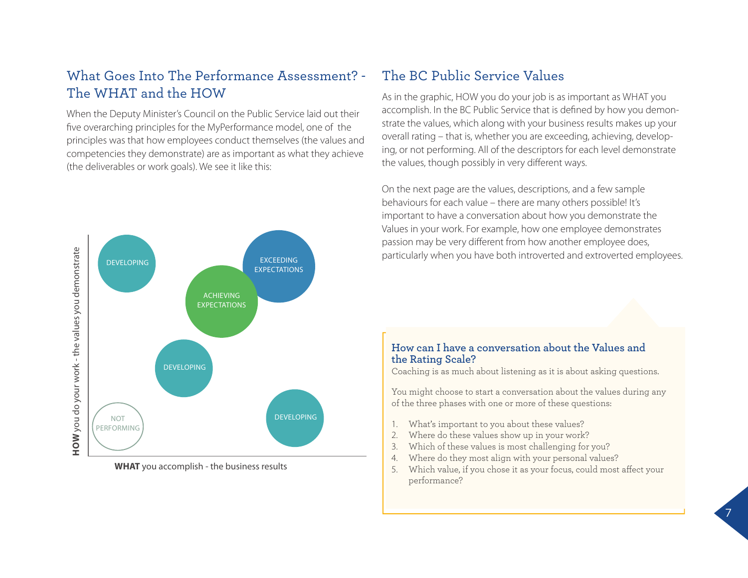## What Goes Into The Performance Assessment? - The WHAT and the HOW

When the Deputy Minister's Council on the Public Service laid out their five overarching principles for the MyPerformance model, one of the principles was that how employees conduct themselves (the values and competencies they demonstrate) are as important as what they achieve (the deliverables or work goals). We see it like this:

DEVELOPING

EXCEEDING EXPECTATIONS

ACHIEVING EXPECTATIONS

DEVELOPING

NOT PERFORMING

DEVELOPING

**HOW** you do your work - the values you demonstrate

**WHAT** you accomplish - the business results

## The BC Public Service Values

As in the graphic, HOW you do your job is as important as WHAT you accomplish. In the BC Public Service that is defined by how you demonstrate the values, which along with your business results makes up your overall rating – that is, whether you are exceeding, achieving, developing, or not performing. All of the descriptors for each level demonstrate the values, though possibly in very different ways.

On the next page are the values, descriptions, and a few sample behaviours for each value – there are many others possible! It's important to have a conversation about how you demonstrate the Values in your work. For example, how one employee demonstrates passion may be very different from how another employee does, particularly when you have both introverted and extroverted employees.

### How can I have a conversation about the Values and the Rating Scale?

Coaching is as much about listening as it is about asking questions.

You might choose to start a conversation about the values during any of the three phases with one or more of these questions:

1. What's important to you about these values?
2. Where do these values show up in your work?
3. Which of these values is most challenging for you?
4. Where do they most align with your personal values?
5. Which value, if you chose it as your focus, could most affect your performance?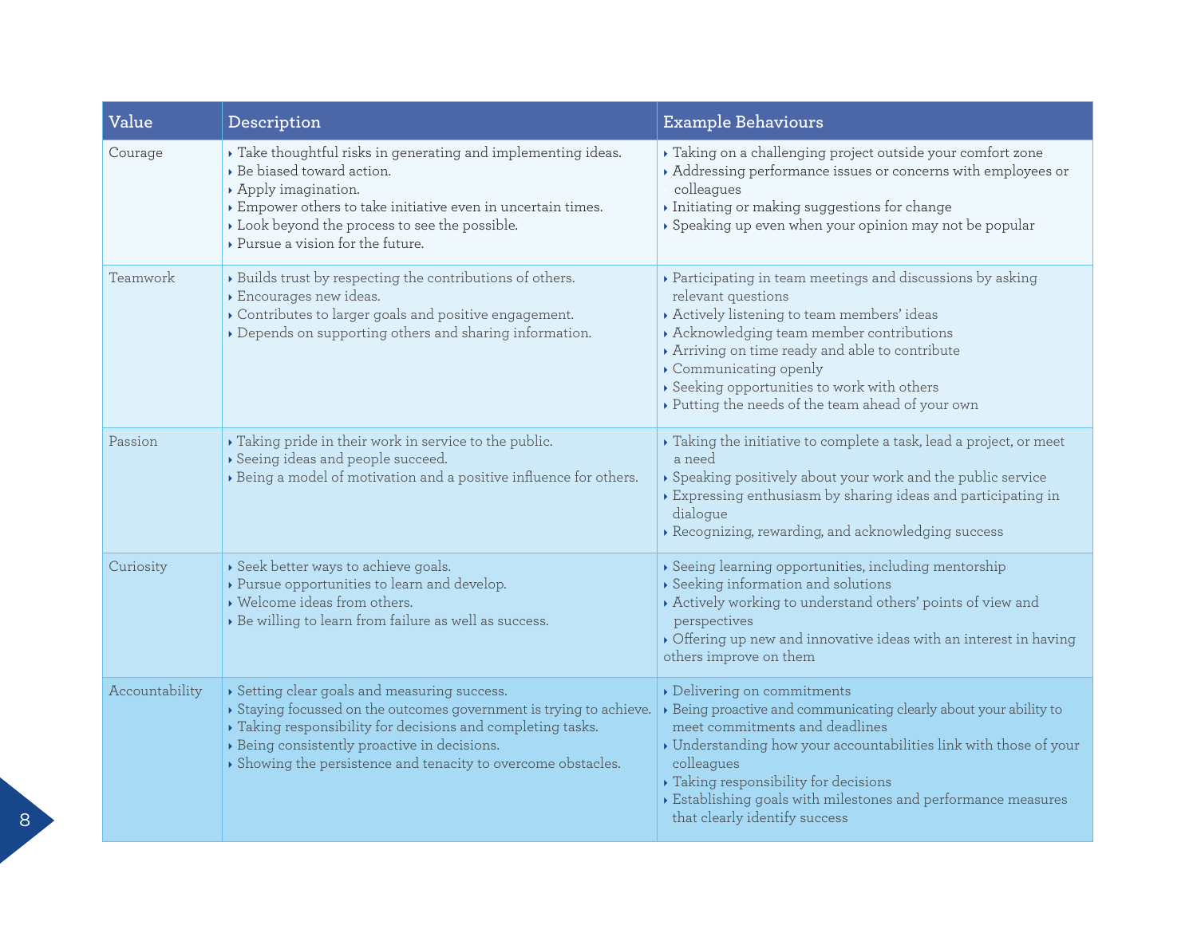| Value | Description | Example Behaviours |
|---|---|---|
| Courage | ‣ Take thoughtful risks in generating and implementing ideas.<br>‣ Be biased toward action.<br>‣ Apply imagination.<br>‣ Empower others to take initiative even in uncertain times.<br>‣ Look beyond the process to see the possible.<br>‣ Pursue a vision for the future. | ‣ Taking on a challenging project outside your comfort zone<br>‣ Addressing performance issues or concerns with employees or colleagues<br>‣ Initiating or making suggestions for change<br>‣ Speaking up even when your opinion may not be popular |
| Teamwork | ‣ Builds trust by respecting the contributions of others.<br>‣ Encourages new ideas.<br>‣ Contributes to larger goals and positive engagement.<br>‣ Depends on supporting others and sharing information. | ‣ Participating in team meetings and discussions by asking relevant questions<br>‣ Actively listening to team members' ideas<br>‣ Acknowledging team member contributions<br>‣ Arriving on time ready and able to contribute<br>‣ Communicating openly<br>‣ Seeking opportunities to work with others<br>‣ Putting the needs of the team ahead of your own |
| Passion | ‣ Taking pride in their work in service to the public.<br>‣ Seeing ideas and people succeed.<br>‣ Being a model of motivation and a positive influence for others. | ‣ Taking the initiative to complete a task, lead a project, or meet a need<br>‣ Speaking positively about your work and the public service<br>‣ Expressing enthusiasm by sharing ideas and participating in dialogue<br>‣ Recognizing, rewarding, and acknowledging success |
| Curiosity | ‣ Seek better ways to achieve goals.<br>‣ Pursue opportunities to learn and develop.<br>‣ Welcome ideas from others.<br>‣ Be willing to learn from failure as well as success. | ‣ Seeing learning opportunities, including mentorship<br>‣ Seeking information and solutions<br>‣ Actively working to understand others' points of view and perspectives<br>‣ Offering up new and innovative ideas with an interest in having others improve on them |
| Accountability | ‣ Setting clear goals and measuring success.<br>‣ Staying focussed on the outcomes government is trying to achieve.<br>‣ Taking responsibility for decisions and completing tasks.<br>‣ Being consistently proactive in decisions.<br>‣ Showing the persistence and tenacity to overcome obstacles. | ‣ Delivering on commitments<br>‣ Being proactive and communicating clearly about your ability to meet commitments and deadlines<br>‣ Understanding how your accountabilities link with those of your colleagues<br>‣ Taking responsibility for decisions<br>‣ Establishing goals with milestones and performance measures that clearly identify success |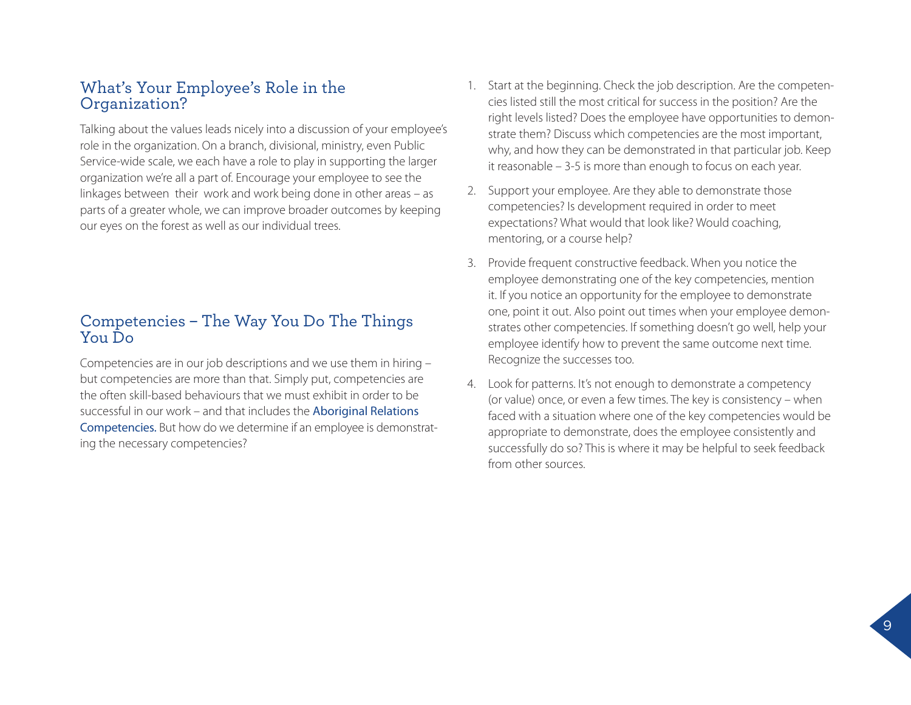## What's Your Employee's Role in the Organization?

Talking about the values leads nicely into a discussion of your employee's role in the organization. On a branch, divisional, ministry, even Public Service-wide scale, we each have a role to play in supporting the larger organization we're all a part of. Encourage your employee to see the linkages between their work and work being done in other areas – as parts of a greater whole, we can improve broader outcomes by keeping our eyes on the forest as well as our individual trees.

## Competencies – The Way You Do The Things You Do

Competencies are in our job descriptions and we use them in hiring – but competencies are more than that. Simply put, competencies are the often skill-based behaviours that we must exhibit in order to be successful in our work – and that includes the Aboriginal Relations Competencies. But how do we determine if an employee is demonstrating the necessary competencies?

1. Start at the beginning. Check the job description. Are the competencies listed still the most critical for success in the position? Are the right levels listed? Does the employee have opportunities to demonstrate them? Discuss which competencies are the most important, why, and how they can be demonstrated in that particular job. Keep it reasonable – 3-5 is more than enough to focus on each year.
2. Support your employee. Are they able to demonstrate those competencies? Is development required in order to meet expectations? What would that look like? Would coaching, mentoring, or a course help?
3. Provide frequent constructive feedback. When you notice the employee demonstrating one of the key competencies, mention it. If you notice an opportunity for the employee to demonstrate one, point it out. Also point out times when your employee demonstrates other competencies. If something doesn't go well, help your employee identify how to prevent the same outcome next time. Recognize the successes too.
4. Look for patterns. It's not enough to demonstrate a competency (or value) once, or even a few times. The key is consistency – when faced with a situation where one of the key competencies would be appropriate to demonstrate, does the employee consistently and successfully do so? This is where it may be helpful to seek feedback from other sources.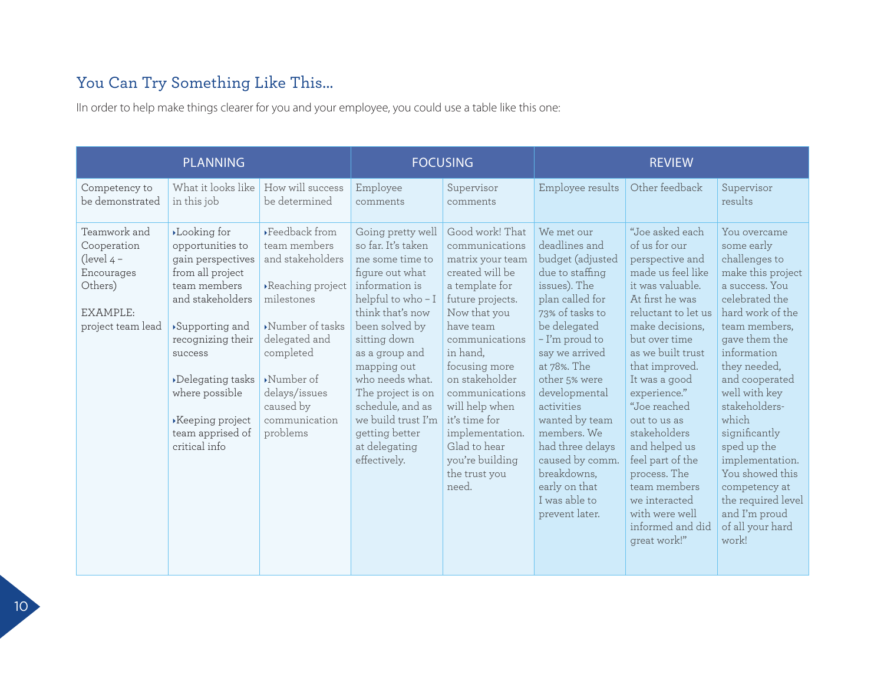## You Can Try Something Like This...

IIn order to help make things clearer for you and your employee, you could use a table like this one:

| PLANNING | | | FOCUSING | | REVIEW | | |
|---|---|---|---|---|---|---|---|
| Competency to be demonstrated | What it looks like in this job | How will success be determined | Employee comments | Supervisor comments | Employee results | Other feedback | Supervisor results |
| Teamwork and Cooperation (level 4 – Encourages Others)<br><br>EXAMPLE: project team lead | ‣Looking for opportunities to gain perspectives from all project team members and stakeholders<br><br>‣Supporting and recognizing their success<br><br>‣Delegating tasks where possible<br><br>‣Keeping project team apprised of critical info | ‣Feedback from team members and stakeholders<br><br>‣Reaching project milestones<br><br>‣Number of tasks delegated and completed<br><br>‣Number of delays/issues caused by communication problems | Going pretty well so far. It's taken me some time to figure out what information is helpful to who – I think that's now been solved by sitting down as a group and mapping out who needs what. The project is on schedule, and as we build trust I'm getting better at delegating effectively. | Good work! That communications matrix your team created will be a template for future projects. Now that you have team communications in hand, focusing more on stakeholder communications will help when it's time for implementation. Glad to hear you're building the trust you need. | We met our deadlines and budget (adjusted due to staffing issues). The plan called for 73% of tasks to be delegated – I'm proud to say we arrived at 78%. The other 5% were developmental activities wanted by team members. We had three delays caused by comm. breakdowns, early on that I was able to prevent later. | "Joe asked each of us for our perspective and made us feel like it was valuable. At first he was reluctant to let us make decisions, but over time as we built trust that improved. It was a good experience."<br>"Joe reached out to us as stakeholders and helped us feel part of the process. The team members we interacted with were well informed and did great work!" | You overcame some early challenges to make this project a success. You celebrated the hard work of the team members, gave them the information they needed, and cooperated well with key stakeholders- which significantly sped up the implementation. You showed this competency at the required level and I'm proud of all your hard work! |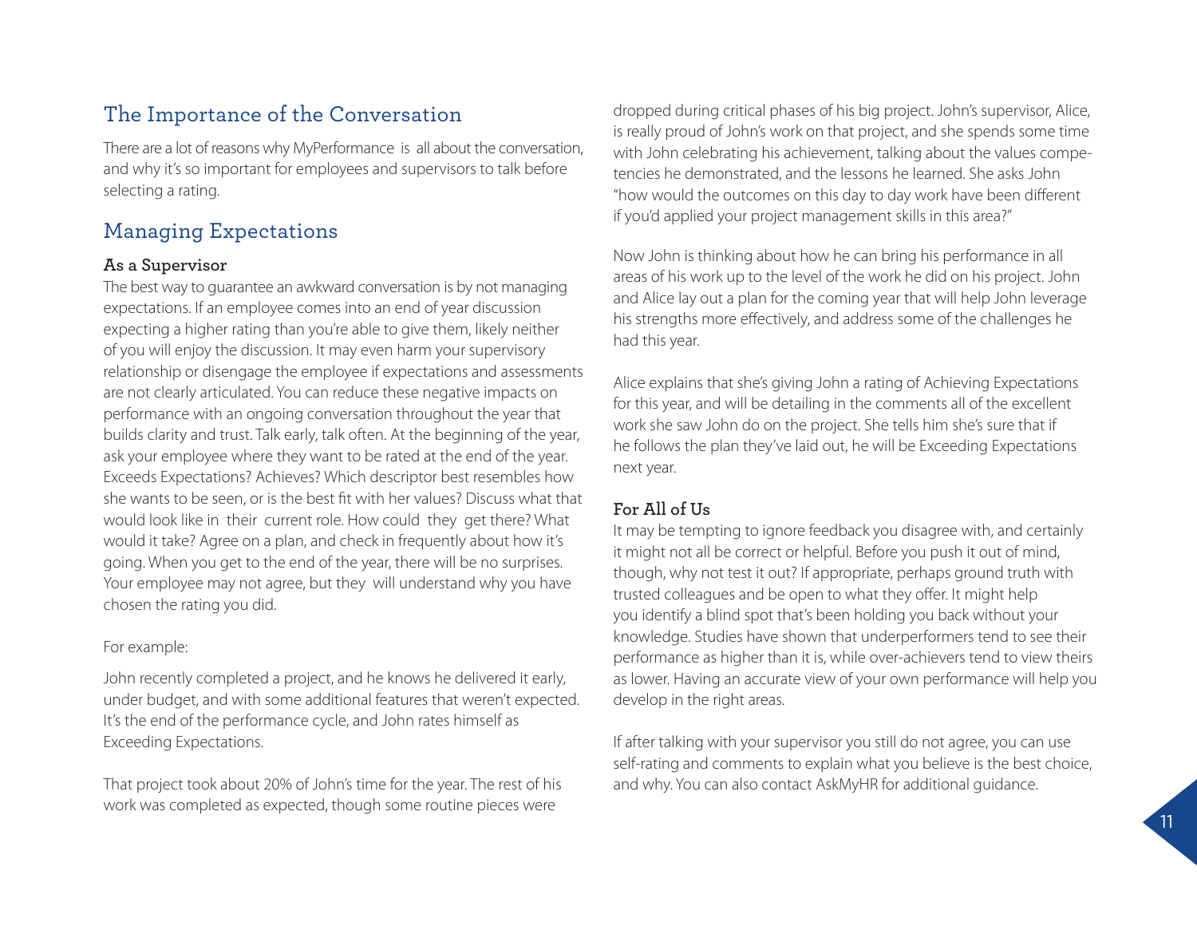## The Importance of the Conversation

There are a lot of reasons why MyPerformance is all about the conversation, and why it's so important for employees and supervisors to talk before selecting a rating.

## Managing Expectations

### As a Supervisor

The best way to guarantee an awkward conversation is by not managing expectations. If an employee comes into an end of year discussion expecting a higher rating than you're able to give them, likely neither of you will enjoy the discussion. It may even harm your supervisory relationship or disengage the employee if expectations and assessments are not clearly articulated. You can reduce these negative impacts on performance with an ongoing conversation throughout the year that builds clarity and trust. Talk early, talk often. At the beginning of the year, ask your employee where they want to be rated at the end of the year. Exceeds Expectations? Achieves? Which descriptor best resembles how she wants to be seen, or is the best fit with her values? Discuss what that would look like in their current role. How could they get there? What would it take? Agree on a plan, and check in frequently about how it's going. When you get to the end of the year, there will be no surprises. Your employee may not agree, but they will understand why you have chosen the rating you did.

For example:

John recently completed a project, and he knows he delivered it early, under budget, and with some additional features that weren't expected. It's the end of the performance cycle, and John rates himself as Exceeding Expectations.

That project took about 20% of John's time for the year. The rest of his work was completed as expected, though some routine pieces were dropped during critical phases of his big project. John's supervisor, Alice, is really proud of John's work on that project, and she spends some time with John celebrating his achievement, talking about the values competencies he demonstrated, and the lessons he learned. She asks John "how would the outcomes on this day to day work have been different if you'd applied your project management skills in this area?"

Now John is thinking about how he can bring his performance in all areas of his work up to the level of the work he did on his project. John and Alice lay out a plan for the coming year that will help John leverage his strengths more effectively, and address some of the challenges he had this year.

Alice explains that she's giving John a rating of Achieving Expectations for this year, and will be detailing in the comments all of the excellent work she saw John do on the project. She tells him she's sure that if he follows the plan they've laid out, he will be Exceeding Expectations next year.

### For All of Us

It may be tempting to ignore feedback you disagree with, and certainly it might not all be correct or helpful. Before you push it out of mind, though, why not test it out? If appropriate, perhaps ground truth with trusted colleagues and be open to what they offer. It might help you identify a blind spot that's been holding you back without your knowledge. Studies have shown that underperformers tend to see their performance as higher than it is, while over-achievers tend to view theirs as lower. Having an accurate view of your own performance will help you develop in the right areas.

If after talking with your supervisor you still do not agree, you can use self-rating and comments to explain what you believe is the best choice, and why. You can also contact AskMyHR for additional guidance.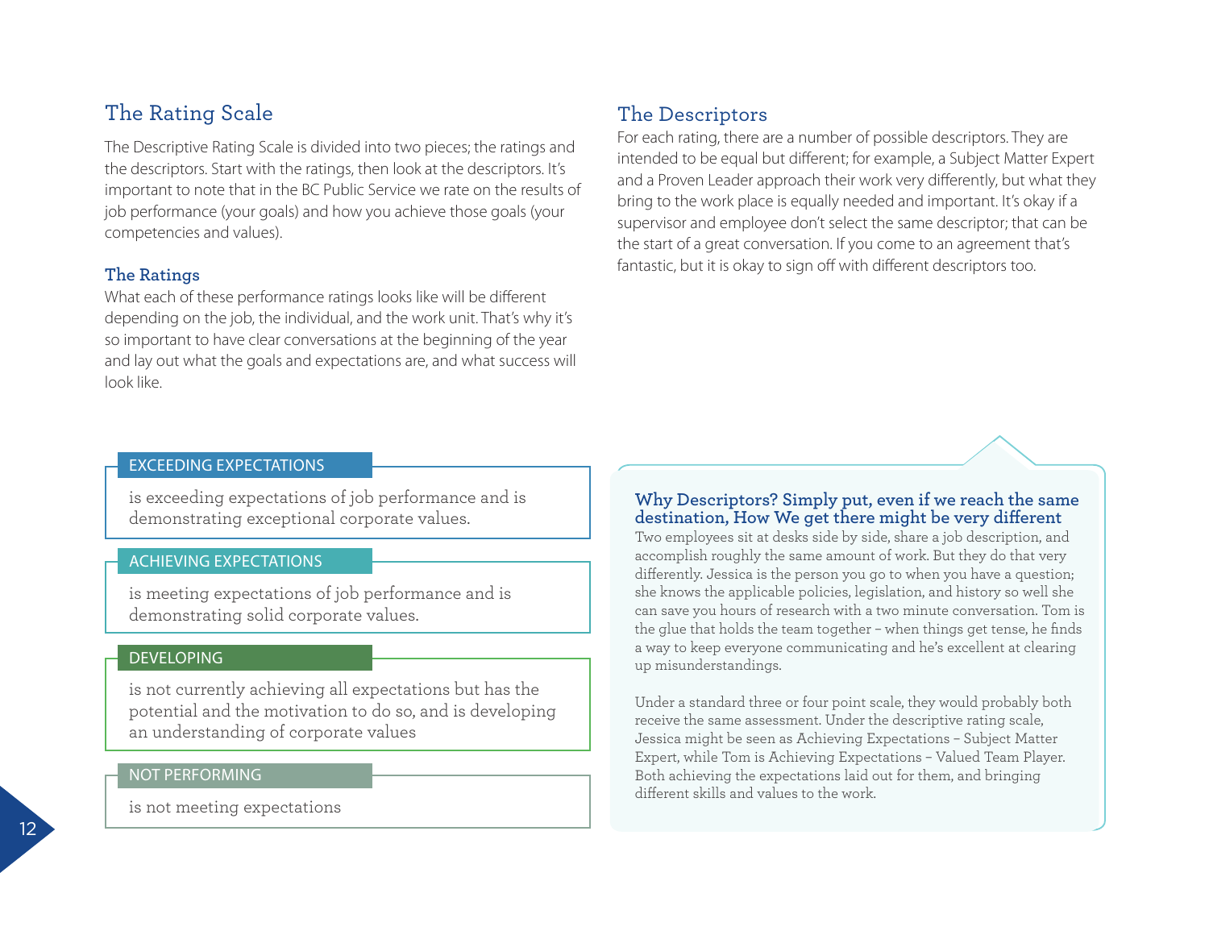## The Rating Scale

The Descriptive Rating Scale is divided into two pieces; the ratings and the descriptors. Start with the ratings, then look at the descriptors. It's important to note that in the BC Public Service we rate on the results of job performance (your goals) and how you achieve those goals (your competencies and values).

### The Ratings

What each of these performance ratings looks like will be different depending on the job, the individual, and the work unit. That's why it's so important to have clear conversations at the beginning of the year and lay out what the goals and expectations are, and what success will look like.

**EXCEEDING EXPECTATIONS**

is exceeding expectations of job performance and is demonstrating exceptional corporate values.

**ACHIEVING EXPECTATIONS**

is meeting expectations of job performance and is demonstrating solid corporate values.

**DEVELOPING**

is not currently achieving all expectations but has the potential and the motivation to do so, and is developing an understanding of corporate values

**NOT PERFORMING**

is not meeting expectations

## The Descriptors

For each rating, there are a number of possible descriptors. They are intended to be equal but different; for example, a Subject Matter Expert and a Proven Leader approach their work very differently, but what they bring to the work place is equally needed and important. It's okay if a supervisor and employee don't select the same descriptor; that can be the start of a great conversation. If you come to an agreement that's fantastic, but it is okay to sign off with different descriptors too.

**Why Descriptors? Simply put, even if we reach the same destination, How We get there might be very different**

Two employees sit at desks side by side, share a job description, and accomplish roughly the same amount of work. But they do that very differently. Jessica is the person you go to when you have a question; she knows the applicable policies, legislation, and history so well she can save you hours of research with a two minute conversation. Tom is the glue that holds the team together – when things get tense, he finds a way to keep everyone communicating and he's excellent at clearing up misunderstandings.

Under a standard three or four point scale, they would probably both receive the same assessment. Under the descriptive rating scale, Jessica might be seen as Achieving Expectations – Subject Matter Expert, while Tom is Achieving Expectations – Valued Team Player. Both achieving the expectations laid out for them, and bringing different skills and values to the work.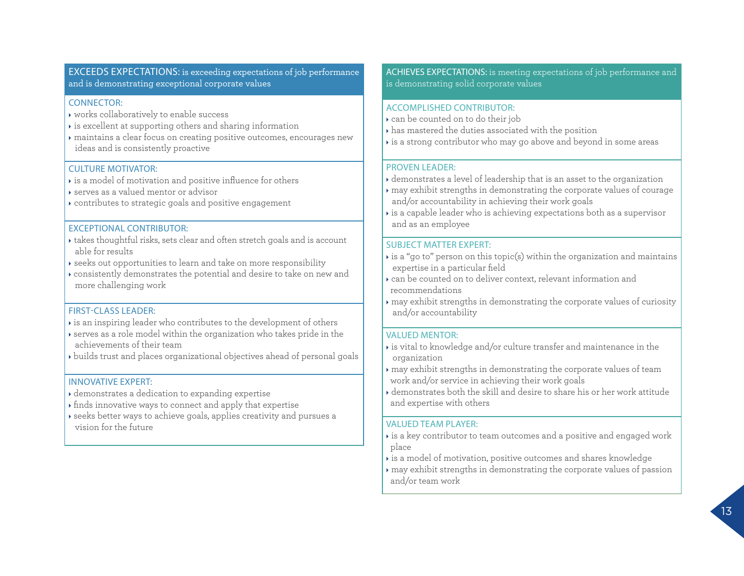## EXCEEDS EXPECTATIONS: is exceeding expectations of job performance and is demonstrating exceptional corporate values

### CONNECTOR:

- works collaboratively to enable success
- is excellent at supporting others and sharing information
- maintains a clear focus on creating positive outcomes, encourages new ideas and is consistently proactive

### CULTURE MOTIVATOR:

- is a model of motivation and positive influence for others
- serves as a valued mentor or advisor
- contributes to strategic goals and positive engagement

### EXCEPTIONAL CONTRIBUTOR:

- takes thoughtful risks, sets clear and often stretch goals and is account able for results
- seeks out opportunities to learn and take on more responsibility
- consistently demonstrates the potential and desire to take on new and more challenging work

### FIRST-CLASS LEADER:

- is an inspiring leader who contributes to the development of others
- serves as a role model within the organization who takes pride in the achievements of their team
- builds trust and places organizational objectives ahead of personal goals

### INNOVATIVE EXPERT:

- demonstrates a dedication to expanding expertise
- finds innovative ways to connect and apply that expertise
- seeks better ways to achieve goals, applies creativity and pursues a vision for the future

## ACHIEVES EXPECTATIONS: is meeting expectations of job performance and is demonstrating solid corporate values

### ACCOMPLISHED CONTRIBUTOR:

- can be counted on to do their job
- has mastered the duties associated with the position
- is a strong contributor who may go above and beyond in some areas

### PROVEN LEADER:

- demonstrates a level of leadership that is an asset to the organization
- may exhibit strengths in demonstrating the corporate values of courage and/or accountability in achieving their work goals
- is a capable leader who is achieving expectations both as a supervisor and as an employee

### SUBJECT MATTER EXPERT:

- is a "go to" person on this topic(s) within the organization and maintains expertise in a particular field
- can be counted on to deliver context, relevant information and recommendations
- may exhibit strengths in demonstrating the corporate values of curiosity and/or accountability

### VALUED MENTOR:

- is vital to knowledge and/or culture transfer and maintenance in the organization
- may exhibit strengths in demonstrating the corporate values of team work and/or service in achieving their work goals
- demonstrates both the skill and desire to share his or her work attitude and expertise with others

### VALUED TEAM PLAYER:

- is a key contributor to team outcomes and a positive and engaged work place
- is a model of motivation, positive outcomes and shares knowledge
- may exhibit strengths in demonstrating the corporate values of passion and/or team work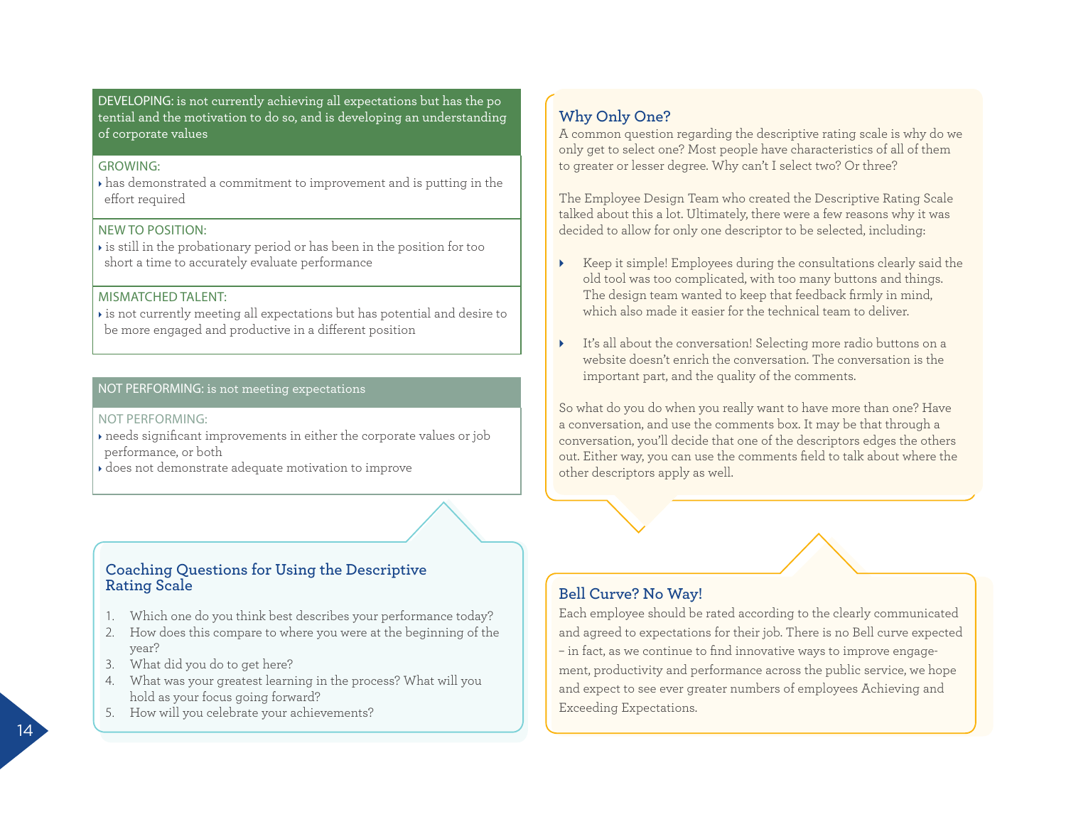**DEVELOPING:** is not currently achieving all expectations but has the potential and the motivation to do so, and is developing an understanding of corporate values

**GROWING:**
- has demonstrated a commitment to improvement and is putting in the effort required

**NEW TO POSITION:**
- is still in the probationary period or has been in the position for too short a time to accurately evaluate performance

**MISMATCHED TALENT:**
- is not currently meeting all expectations but has potential and desire to be more engaged and productive in a different position

**NOT PERFORMING:** is not meeting expectations

**NOT PERFORMING:**
- needs significant improvements in either the corporate values or job performance, or both
- does not demonstrate adequate motivation to improve

### Coaching Questions for Using the Descriptive Rating Scale

1. Which one do you think best describes your performance today?
2. How does this compare to where you were at the beginning of the year?
3. What did you do to get here?
4. What was your greatest learning in the process? What will you hold as your focus going forward?
5. How will you celebrate your achievements?

### Why Only One?

A common question regarding the descriptive rating scale is why do we only get to select one? Most people have characteristics of all of them to greater or lesser degree. Why can't I select two? Or three?

The Employee Design Team who created the Descriptive Rating Scale talked about this a lot. Ultimately, there were a few reasons why it was decided to allow for only one descriptor to be selected, including:

- Keep it simple! Employees during the consultations clearly said the old tool was too complicated, with too many buttons and things. The design team wanted to keep that feedback firmly in mind, which also made it easier for the technical team to deliver.
- It's all about the conversation! Selecting more radio buttons on a website doesn't enrich the conversation. The conversation is the important part, and the quality of the comments.

So what do you do when you really want to have more than one? Have a conversation, and use the comments box. It may be that through a conversation, you'll decide that one of the descriptors edges the others out. Either way, you can use the comments field to talk about where the other descriptors apply as well.

### Bell Curve? No Way!

Each employee should be rated according to the clearly communicated and agreed to expectations for their job. There is no Bell curve expected – in fact, as we continue to find innovative ways to improve engagement, productivity and performance across the public service, we hope and expect to see ever greater numbers of employees Achieving and Exceeding Expectations.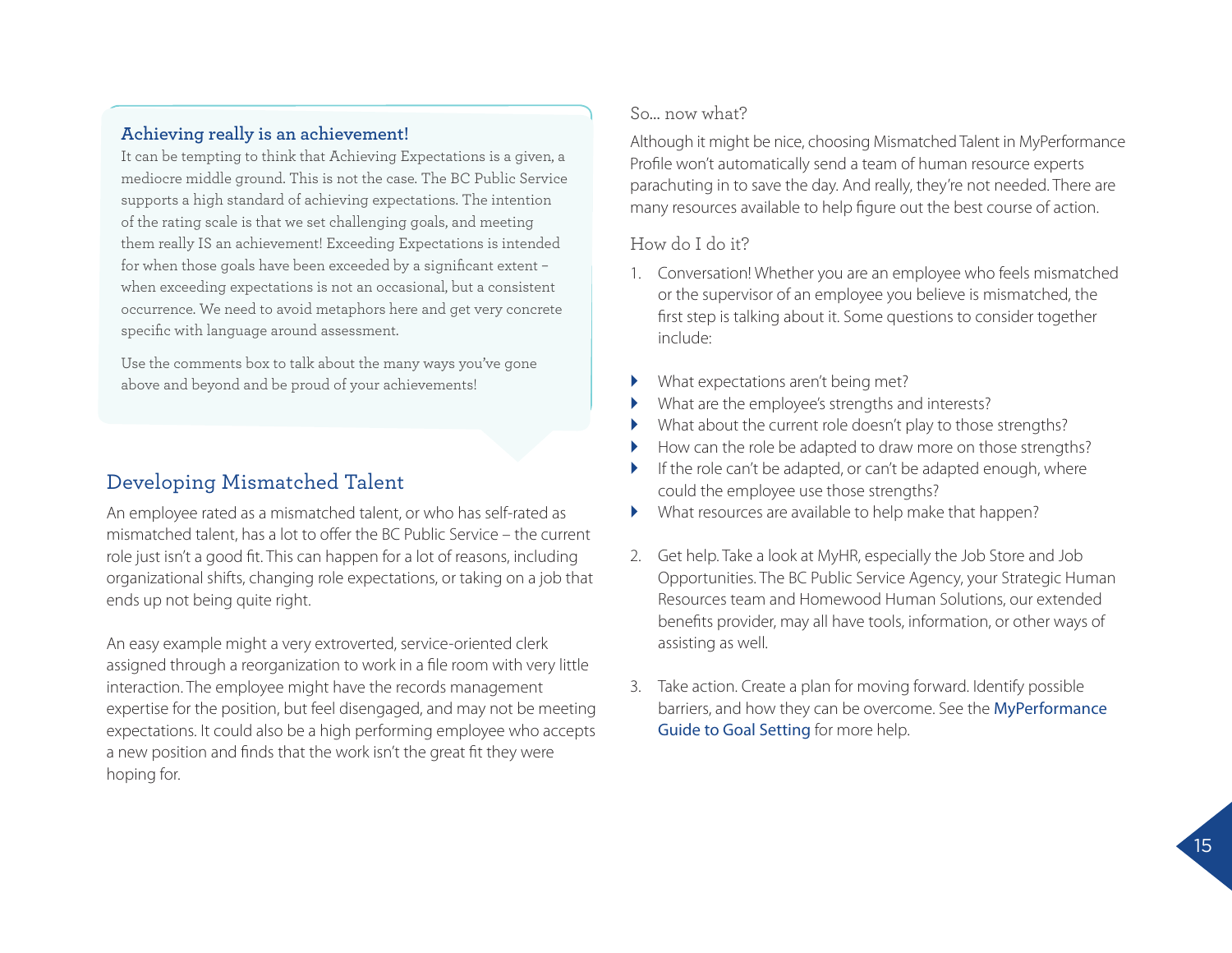### Achieving really is an achievement!

It can be tempting to think that Achieving Expectations is a given, a mediocre middle ground. This is not the case. The BC Public Service supports a high standard of achieving expectations. The intention of the rating scale is that we set challenging goals, and meeting them really IS an achievement! Exceeding Expectations is intended for when those goals have been exceeded by a significant extent – when exceeding expectations is not an occasional, but a consistent occurrence. We need to avoid metaphors here and get very concrete specific with language around assessment.

Use the comments box to talk about the many ways you've gone above and beyond and be proud of your achievements!

## Developing Mismatched Talent

An employee rated as a mismatched talent, or who has self-rated as mismatched talent, has a lot to offer the BC Public Service – the current role just isn't a good fit. This can happen for a lot of reasons, including organizational shifts, changing role expectations, or taking on a job that ends up not being quite right.

An easy example might a very extroverted, service-oriented clerk assigned through a reorganization to work in a file room with very little interaction. The employee might have the records management expertise for the position, but feel disengaged, and may not be meeting expectations. It could also be a high performing employee who accepts a new position and finds that the work isn't the great fit they were hoping for.

### So... now what?

Although it might be nice, choosing Mismatched Talent in MyPerformance Profile won't automatically send a team of human resource experts parachuting in to save the day. And really, they're not needed. There are many resources available to help figure out the best course of action.

### How do I do it?

1. Conversation! Whether you are an employee who feels mismatched or the supervisor of an employee you believe is mismatched, the first step is talking about it. Some questions to consider together include:

- What expectations aren't being met?
- What are the employee's strengths and interests?
- What about the current role doesn't play to those strengths?
- How can the role be adapted to draw more on those strengths?
- If the role can't be adapted, or can't be adapted enough, where could the employee use those strengths?
- What resources are available to help make that happen?

2. Get help. Take a look at MyHR, especially the Job Store and Job Opportunities. The BC Public Service Agency, your Strategic Human Resources team and Homewood Human Solutions, our extended benefits provider, may all have tools, information, or other ways of assisting as well.

3. Take action. Create a plan for moving forward. Identify possible barriers, and how they can be overcome. See the MyPerformance Guide to Goal Setting for more help.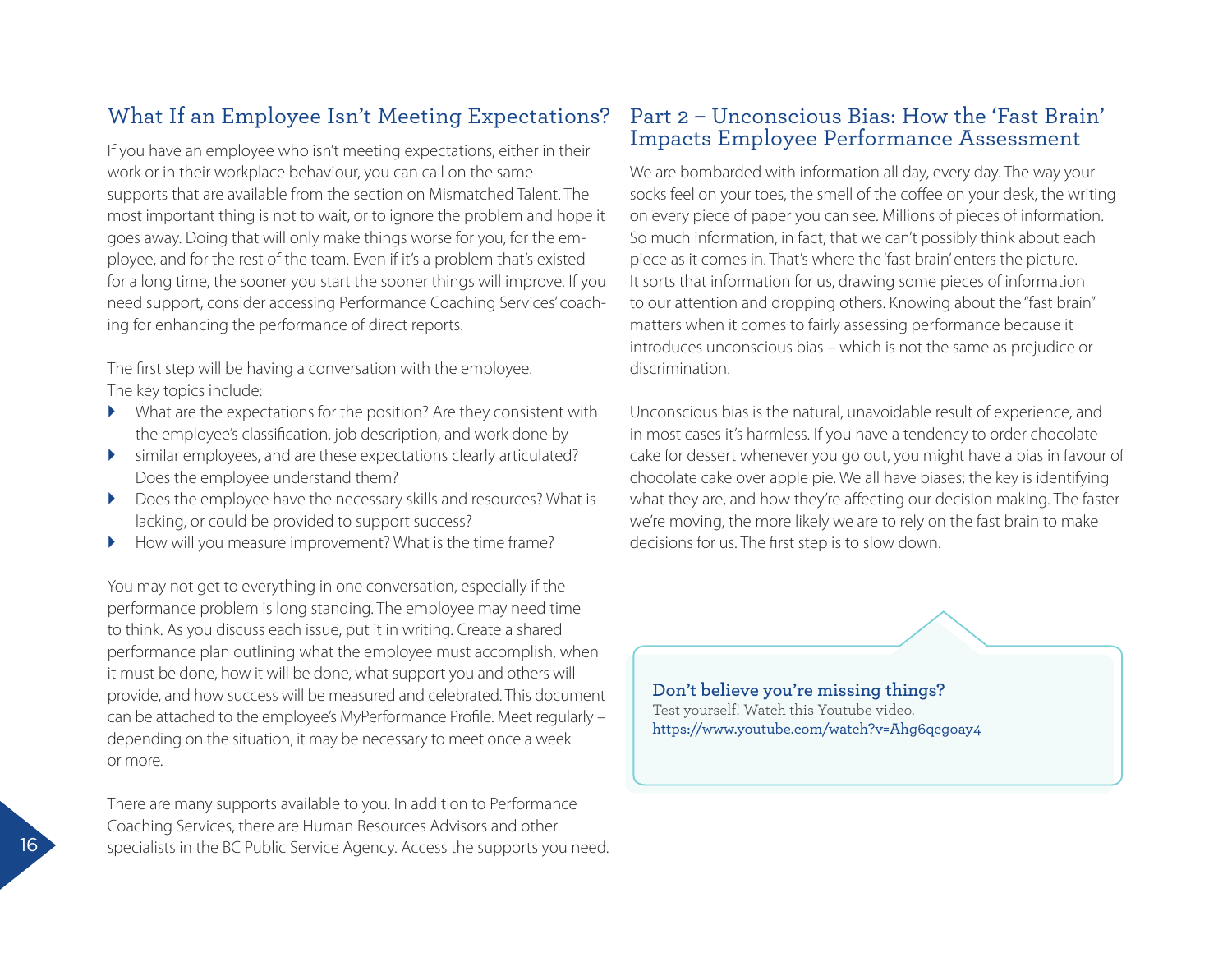## What If an Employee Isn't Meeting Expectations?

If you have an employee who isn't meeting expectations, either in their work or in their workplace behaviour, you can call on the same supports that are available from the section on Mismatched Talent. The most important thing is not to wait, or to ignore the problem and hope it goes away. Doing that will only make things worse for you, for the employee, and for the rest of the team. Even if it's a problem that's existed for a long time, the sooner you start the sooner things will improve. If you need support, consider accessing Performance Coaching Services' coaching for enhancing the performance of direct reports.

The first step will be having a conversation with the employee. The key topics include:

- What are the expectations for the position? Are they consistent with the employee's classification, job description, and work done by
- similar employees, and are these expectations clearly articulated? Does the employee understand them?
- Does the employee have the necessary skills and resources? What is lacking, or could be provided to support success?
- How will you measure improvement? What is the time frame?

You may not get to everything in one conversation, especially if the performance problem is long standing. The employee may need time to think. As you discuss each issue, put it in writing. Create a shared performance plan outlining what the employee must accomplish, when it must be done, how it will be done, what support you and others will provide, and how success will be measured and celebrated. This document can be attached to the employee's MyPerformance Profile. Meet regularly – depending on the situation, it may be necessary to meet once a week or more.

There are many supports available to you. In addition to Performance Coaching Services, there are Human Resources Advisors and other specialists in the BC Public Service Agency. Access the supports you need.

## Part 2 – Unconscious Bias: How the 'Fast Brain' Impacts Employee Performance Assessment

We are bombarded with information all day, every day. The way your socks feel on your toes, the smell of the coffee on your desk, the writing on every piece of paper you can see. Millions of pieces of information. So much information, in fact, that we can't possibly think about each piece as it comes in. That's where the 'fast brain' enters the picture. It sorts that information for us, drawing some pieces of information to our attention and dropping others. Knowing about the "fast brain" matters when it comes to fairly assessing performance because it introduces unconscious bias – which is not the same as prejudice or discrimination.

Unconscious bias is the natural, unavoidable result of experience, and in most cases it's harmless. If you have a tendency to order chocolate cake for dessert whenever you go out, you might have a bias in favour of chocolate cake over apple pie. We all have biases; the key is identifying what they are, and how they're affecting our decision making. The faster we're moving, the more likely we are to rely on the fast brain to make decisions for us. The first step is to slow down.

**Don't believe you're missing things?**
Test yourself! Watch this Youtube video.
https://www.youtube.com/watch?v=Ahg6qcgoay4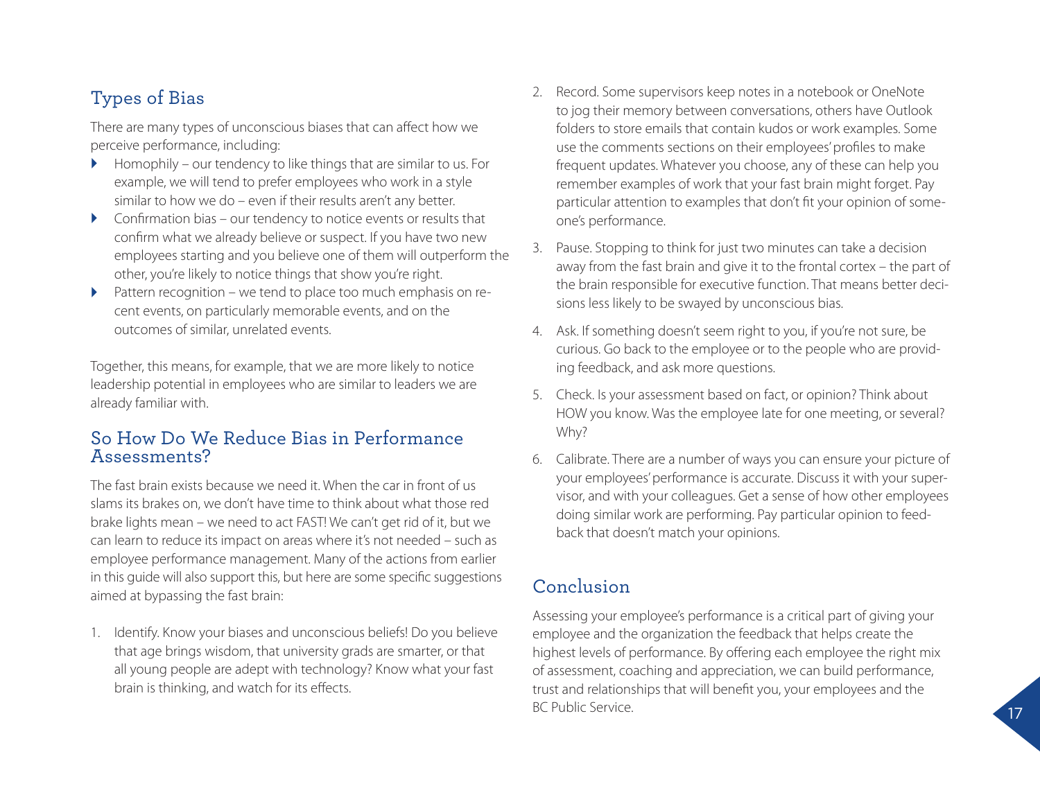## Types of Bias

There are many types of unconscious biases that can affect how we perceive performance, including:

- Homophily – our tendency to like things that are similar to us. For example, we will tend to prefer employees who work in a style similar to how we do – even if their results aren't any better.
- Confirmation bias – our tendency to notice events or results that confirm what we already believe or suspect. If you have two new employees starting and you believe one of them will outperform the other, you're likely to notice things that show you're right.
- Pattern recognition – we tend to place too much emphasis on recent events, on particularly memorable events, and on the outcomes of similar, unrelated events.

Together, this means, for example, that we are more likely to notice leadership potential in employees who are similar to leaders we are already familiar with.

## So How Do We Reduce Bias in Performance Assessments?

The fast brain exists because we need it. When the car in front of us slams its brakes on, we don't have time to think about what those red brake lights mean – we need to act FAST! We can't get rid of it, but we can learn to reduce its impact on areas where it's not needed – such as employee performance management. Many of the actions from earlier in this guide will also support this, but here are some specific suggestions aimed at bypassing the fast brain:

1. Identify. Know your biases and unconscious beliefs! Do you believe that age brings wisdom, that university grads are smarter, or that all young people are adept with technology? Know what your fast brain is thinking, and watch for its effects.
2. Record. Some supervisors keep notes in a notebook or OneNote to jog their memory between conversations, others have Outlook folders to store emails that contain kudos or work examples. Some use the comments sections on their employees' profiles to make frequent updates. Whatever you choose, any of these can help you remember examples of work that your fast brain might forget. Pay particular attention to examples that don't fit your opinion of someone's performance.
3. Pause. Stopping to think for just two minutes can take a decision away from the fast brain and give it to the frontal cortex – the part of the brain responsible for executive function. That means better decisions less likely to be swayed by unconscious bias.
4. Ask. If something doesn't seem right to you, if you're not sure, be curious. Go back to the employee or to the people who are providing feedback, and ask more questions.
5. Check. Is your assessment based on fact, or opinion? Think about HOW you know. Was the employee late for one meeting, or several? Why?
6. Calibrate. There are a number of ways you can ensure your picture of your employees' performance is accurate. Discuss it with your supervisor, and with your colleagues. Get a sense of how other employees doing similar work are performing. Pay particular opinion to feedback that doesn't match your opinions.

## Conclusion

Assessing your employee's performance is a critical part of giving your employee and the organization the feedback that helps create the highest levels of performance. By offering each employee the right mix of assessment, coaching and appreciation, we can build performance, trust and relationships that will benefit you, your employees and the BC Public Service.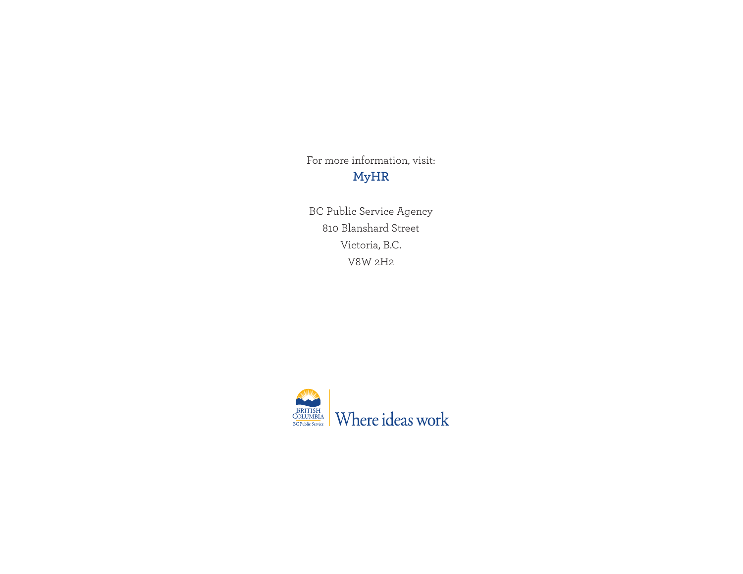For more information, visit:

**MyHR**

BC Public Service Agency
810 Blanshard Street
Victoria, B.C.
V8W 2H2

BRITISH COLUMBIA
BC Public Service

Where ideas work